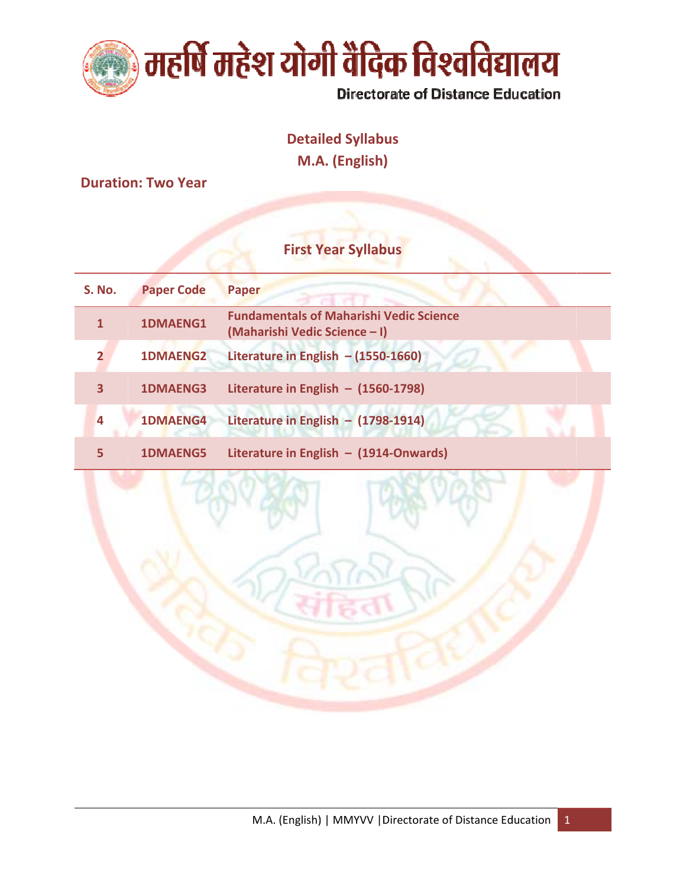# महर्षि महेश योगी वैदिक विश्वविद्यालय

Directorate of Distance Education

## Detailed Syllabus

## M.A. (English)

**Duration: Two Year**

### First Year Syllabus

| S. No. | Paper Code | Paper |
|---|---|---|
| 1 | 1DMAENG1 | Fundamentals of Maharishi Vedic Science (Maharishi Vedic Science – I) |
| 2 | 1DMAENG2 | Literature in English – (1550-1660) |
| 3 | 1DMAENG3 | Literature in English – (1560-1798) |
| 4 | 1DMAENG4 | Literature in English – (1798-1914) |
| 5 | 1DMAENG5 | Literature in English – (1914-Onwards) |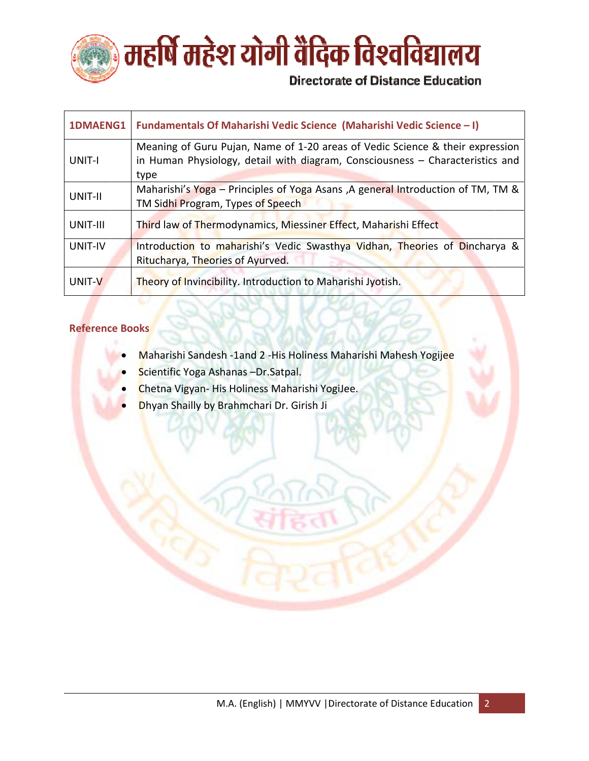| 1DMAENG1 | Fundamentals Of Maharishi Vedic Science (Maharishi Vedic Science – I) |
| --- | --- |
| UNIT-I | Meaning of Guru Pujan, Name of 1-20 areas of Vedic Science & their expression in Human Physiology, detail with diagram, Consciousness – Characteristics and type |
| UNIT-II | Maharishi's Yoga – Principles of Yoga Asans ,A general Introduction of TM, TM & TM Sidhi Program, Types of Speech |
| UNIT-III | Third law of Thermodynamics, Miessiner Effect, Maharishi Effect |
| UNIT-IV | Introduction to maharishi's Vedic Swasthya Vidhan, Theories of Dincharya & Ritucharya, Theories of Ayurved. |
| UNIT-V | Theory of Invincibility. Introduction to Maharishi Jyotish. |

## Reference Books

- Maharishi Sandesh -1and 2 -His Holiness Maharishi Mahesh Yogijee
- Scientific Yoga Ashanas –Dr.Satpal.
- Chetna Vigyan- His Holiness Maharishi YogiJee.
- Dhyan Shailly by Brahmchari Dr. Girish Ji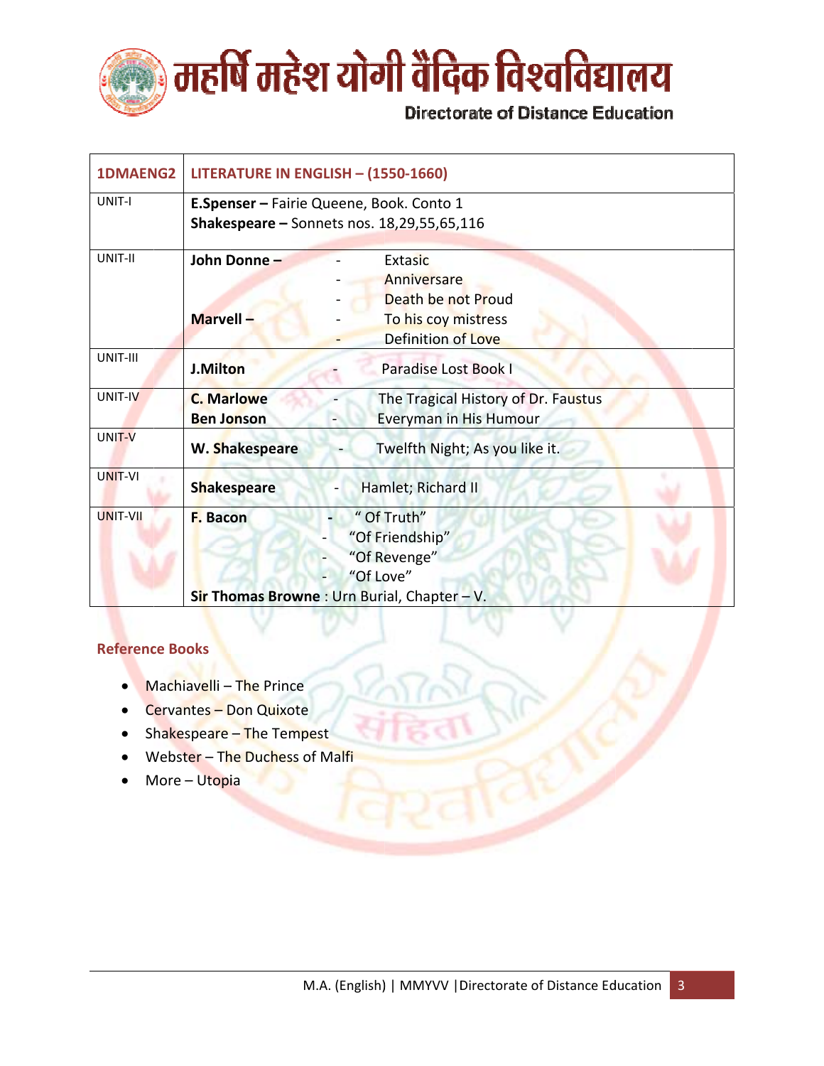| 1DMAENG2 | LITERATURE IN ENGLISH – (1550-1660) |
|---|---|
| UNIT-I | **E.Spenser –** Fairie Queene, Book. Conto 1<br>**Shakespeare –** Sonnets nos. 18,29,55,65,116 |
| UNIT-II | **John Donne –** - Extasic<br>- Anniversare<br>- Death be not Proud<br>**Marvell –** - To his coy mistress<br>- Definition of Love |
| UNIT-III | **J.Milton** - Paradise Lost Book I |
| UNIT-IV | **C. Marlowe** - The Tragical History of Dr. Faustus<br>**Ben Jonson** - Everyman in His Humour |
| UNIT-V | **W. Shakespeare** - Twelfth Night; As you like it. |
| UNIT-VI | **Shakespeare** - Hamlet; Richard II |
| UNIT-VII | **F. Bacon** - " Of Truth"<br>- "Of Friendship"<br>- "Of Revenge"<br>- "Of Love"<br>**Sir Thomas Browne** : Urn Burial, Chapter – V. |

## Reference Books

- Machiavelli – The Prince
- Cervantes – Don Quixote
- Shakespeare – The Tempest
- Webster – The Duchess of Malfi
- More – Utopia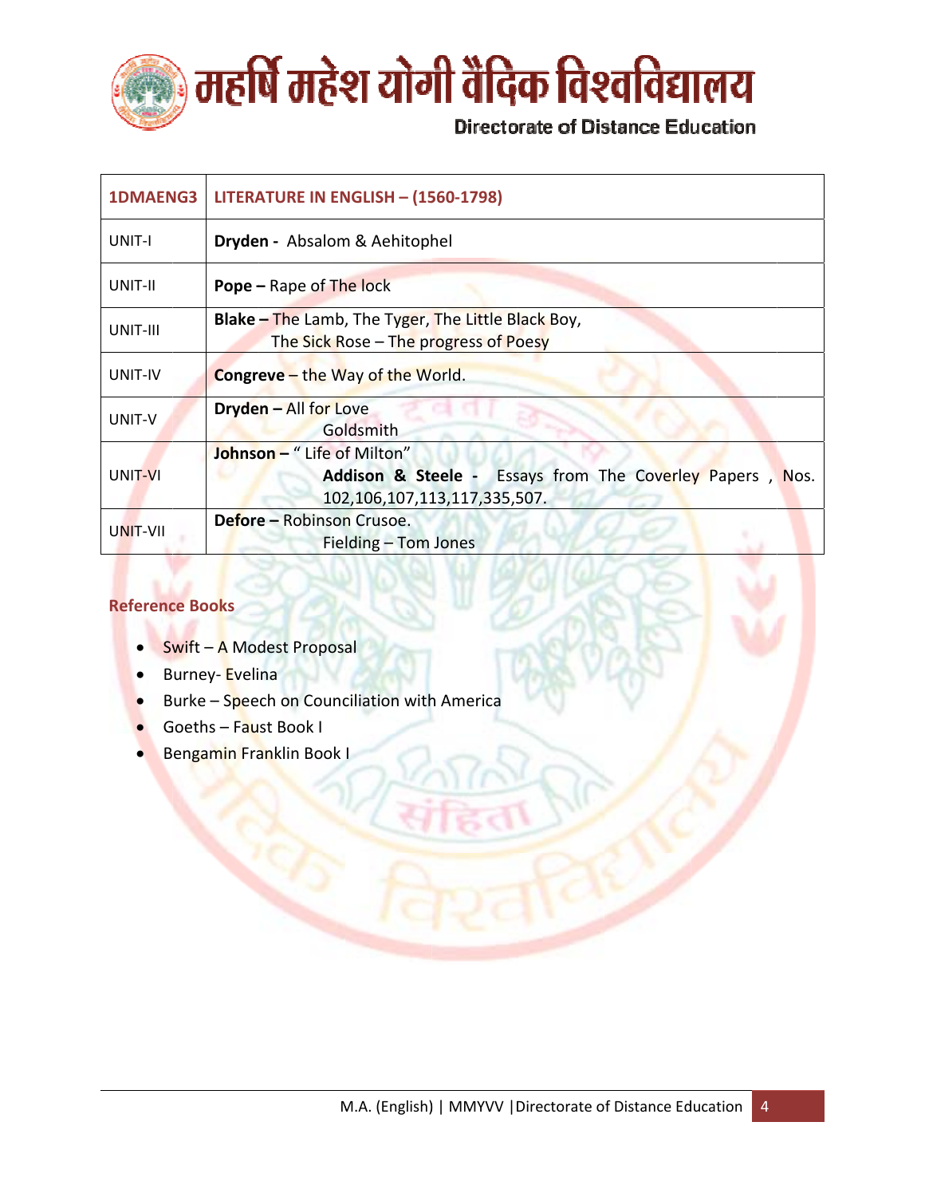| 1DMAENG3 | LITERATURE IN ENGLISH – (1560-1798) |
|---|---|
| UNIT-I | **Dryden -** Absalom & Aehitophel |
| UNIT-II | **Pope –** Rape of The lock |
| UNIT-III | **Blake –** The Lamb, The Tyger, The Little Black Boy, The Sick Rose – The progress of Poesy |
| UNIT-IV | **Congreve** – the Way of the World. |
| UNIT-V | **Dryden –** All for Love Goldsmith |
| UNIT-VI | **Johnson –** " Life of Milton" **Addison & Steele -** Essays from The Coverley Papers , Nos. 102,106,107,113,117,335,507. |
| UNIT-VII | **Defore –** Robinson Crusoe. Fielding – Tom Jones |

## Reference Books

- Swift – A Modest Proposal
- Burney- Evelina
- Burke – Speech on Counciliation with America
- Goeths – Faust Book I
- Bengamin Franklin Book I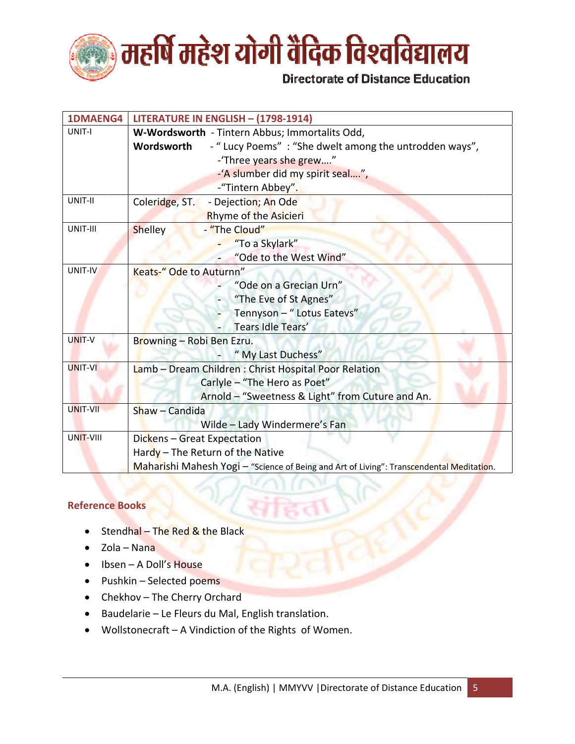| 1DMAENG4 | LITERATURE IN ENGLISH – (1798-1914) |
|---|---|
| UNIT-I | **W-Wordsworth** - Tintern Abbus; Immortalits Odd,<br>**Wordsworth** - " Lucy Poems" : "She dwelt among the untrodden ways",<br>-'Three years she grew...."<br>-'A slumber did my spirit seal....",<br>-"Tintern Abbey". |
| UNIT-II | Coleridge, ST. - Dejection; An Ode<br>Rhyme of the Asicieri |
| UNIT-III | Shelley - "The Cloud"<br>- "To a Skylark"<br>- "Ode to the West Wind" |
| UNIT-IV | Keats-" Ode to Auturnn"<br>- "Ode on a Grecian Urn"<br>- "The Eve of St Agnes"<br>- Tennyson – " Lotus Eatevs"<br>- Tears Idle Tears' |
| UNIT-V | Browning – Robi Ben Ezru.<br>- " My Last Duchess" |
| UNIT-VI | Lamb – Dream Children : Christ Hospital Poor Relation<br>Carlyle – "The Hero as Poet"<br>Arnold – "Sweetness & Light" from Cuture and An. |
| UNIT-VII | Shaw – Candida<br>Wilde – Lady Windermere's Fan |
| UNIT-VIII | Dickens – Great Expectation<br>Hardy – The Return of the Native<br>Maharishi Mahesh Yogi – "Science of Being and Art of Living": Transcendental Meditation. |

## Reference Books

- Stendhal – The Red & the Black
- Zola – Nana
- Ibsen – A Doll's House
- Pushkin – Selected poems
- Chekhov – The Cherry Orchard
- Baudelarie – Le Fleurs du Mal, English translation.
- Wollstonecraft – A Vindiction of the Rights of Women.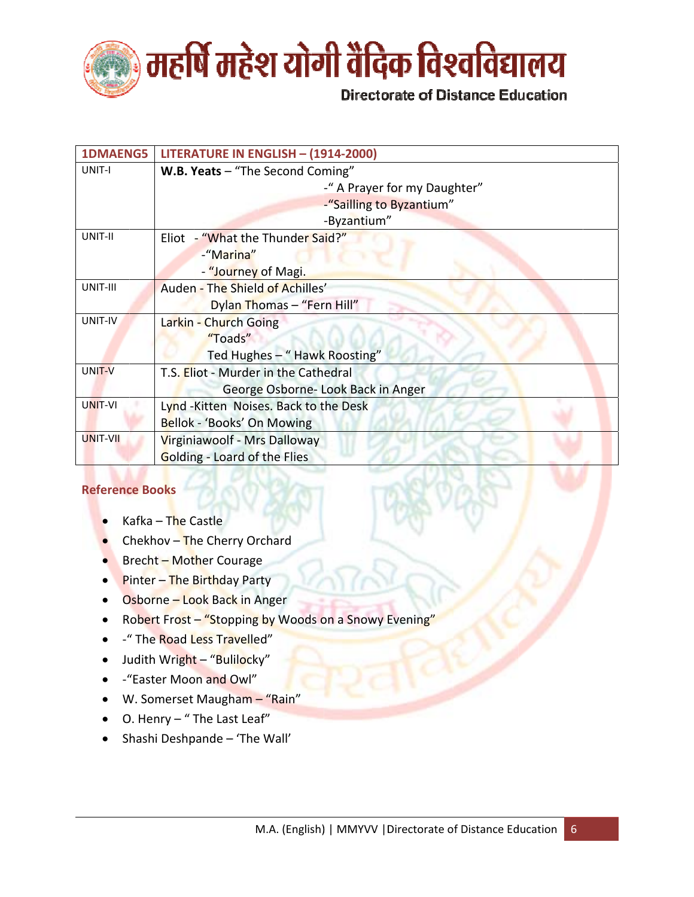| 1DMAENG5 | LITERATURE IN ENGLISH – (1914-2000) |
| --- | --- |
| UNIT-I | **W.B. Yeats** – "The Second Coming"<br>-" A Prayer for my Daughter"<br>-"Sailling to Byzantium"<br>-Byzantium" |
| UNIT-II | Eliot - "What the Thunder Said?"<br>-"Marina"<br>- "Journey of Magi. |
| UNIT-III | Auden - The Shield of Achilles'<br>Dylan Thomas – "Fern Hill" |
| UNIT-IV | Larkin - Church Going<br>"Toads"<br>Ted Hughes – " Hawk Roosting" |
| UNIT-V | T.S. Eliot - Murder in the Cathedral<br>George Osborne- Look Back in Anger |
| UNIT-VI | Lynd -Kitten Noises. Back to the Desk<br>Bellok - 'Books' On Mowing |
| UNIT-VII | Virginiawoolf - Mrs Dalloway<br>Golding - Loard of the Flies |

**Reference Books**

- Kafka – The Castle
- Chekhov – The Cherry Orchard
- Brecht – Mother Courage
- Pinter – The Birthday Party
- Osborne – Look Back in Anger
- Robert Frost – "Stopping by Woods on a Snowy Evening"
- -" The Road Less Travelled"
- Judith Wright – "Bulilocky"
- -"Easter Moon and Owl"
- W. Somerset Maugham – "Rain"
- O. Henry – " The Last Leaf"
- Shashi Deshpande – 'The Wall'